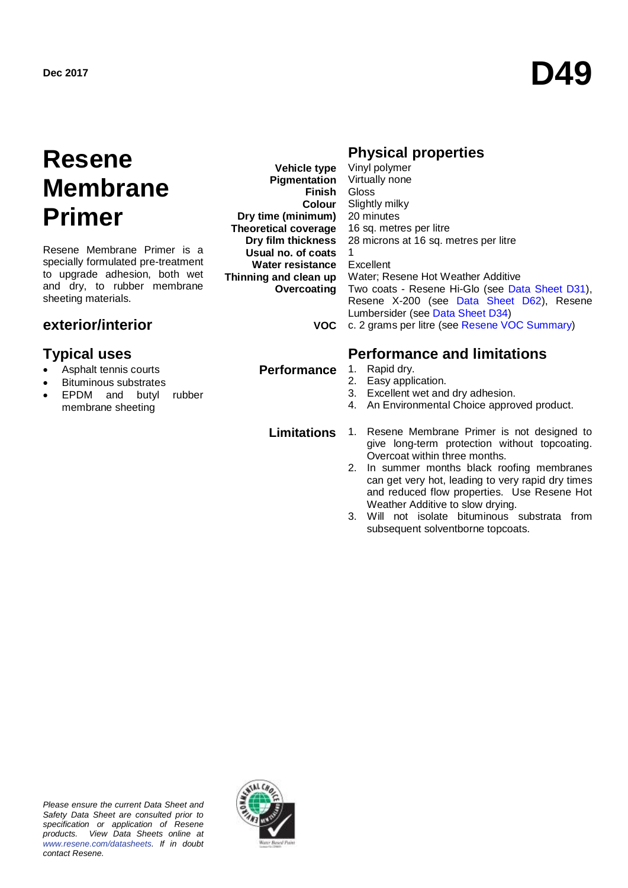Dec 2017

# D49

# Resene Membrane Primer

Resene Membrane Primer is a specially formulated pre-treatment to upgrade adhesion, both wet and dry, to rubber membrane sheeting materials.

## exterior/interior

## Typical uses

- Asphalt tennis courts
- Bituminous substrates
- EPDM and butyl rubber membrane sheeting

## Physical properties

| | |
|---|---|
| **Vehicle type** | Vinyl polymer |
| **Pigmentation** | Virtually none |
| **Finish** | Gloss |
| **Colour** | Slightly milky |
| **Dry time (minimum)** | 20 minutes |
| **Theoretical coverage** | 16 sq. metres per litre |
| **Dry film thickness** | 28 microns at 16 sq. metres per litre |
| **Usual no. of coats** | 1 |
| **Water resistance** | Excellent |
| **Thinning and clean up** | Water; Resene Hot Weather Additive |
| **Overcoating** | Two coats - Resene Hi-Glo (see Data Sheet D31), Resene X-200 (see Data Sheet D62), Resene Lumbersider (see Data Sheet D34) |
| **VOC** | c. 2 grams per litre (see Resene VOC Summary) |

## Performance and limitations

**Performance**

1. Rapid dry.
2. Easy application.
3. Excellent wet and dry adhesion.
4. An Environmental Choice approved product.

**Limitations**

1. Resene Membrane Primer is not designed to give long-term protection without topcoating. Overcoat within three months.
2. In summer months black roofing membranes can get very hot, leading to very rapid dry times and reduced flow properties. Use Resene Hot Weather Additive to slow drying.
3. Will not isolate bituminous substrata from subsequent solventborne topcoats.

*Please ensure the current Data Sheet and Safety Data Sheet are consulted prior to specification or application of Resene products. View Data Sheets online at www.resene.com/datasheets. If in doubt contact Resene.*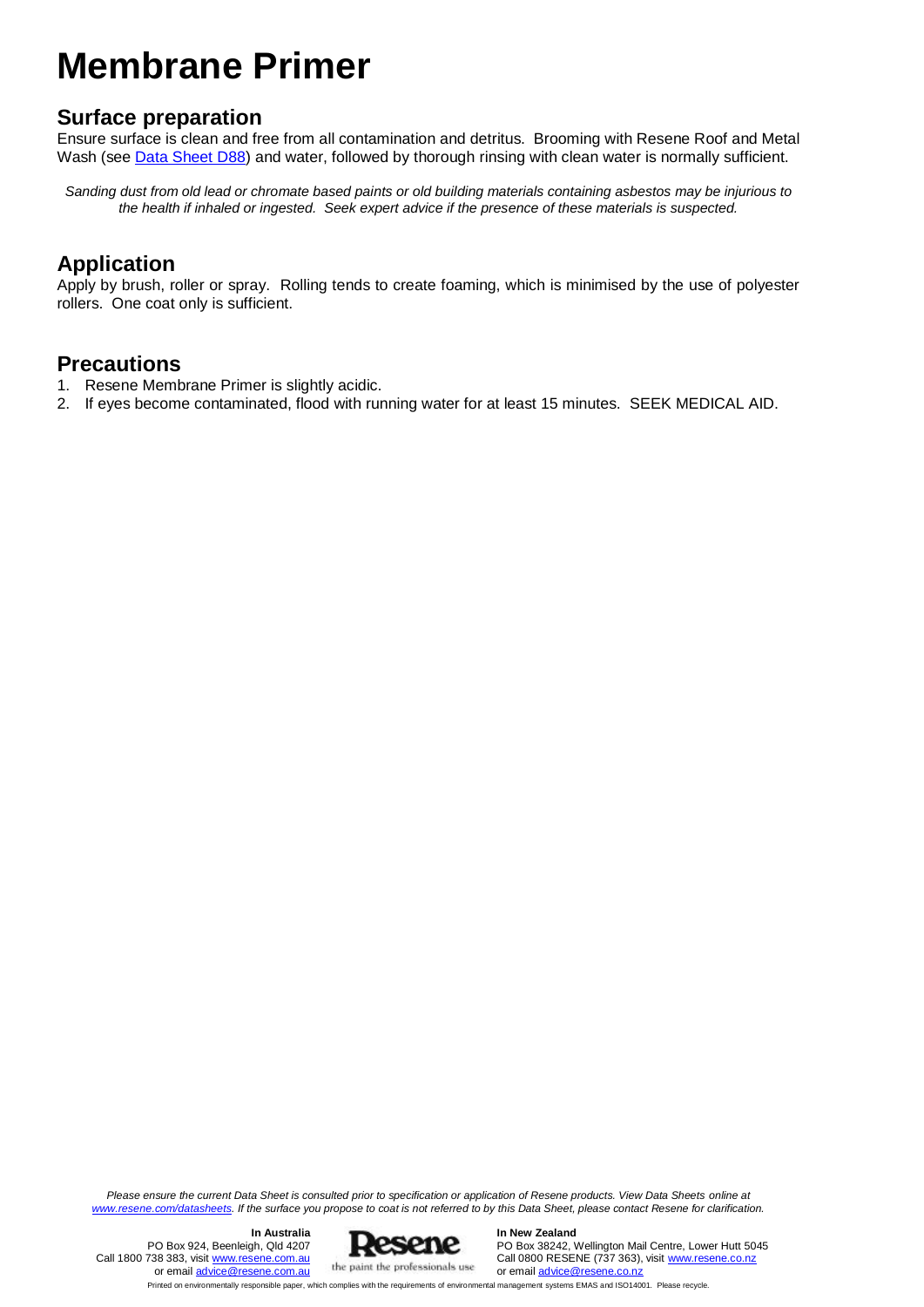# Membrane Primer

## Surface preparation

Ensure surface is clean and free from all contamination and detritus. Brooming with Resene Roof and Metal Wash (see Data Sheet D88) and water, followed by thorough rinsing with clean water is normally sufficient.

*Sanding dust from old lead or chromate based paints or old building materials containing asbestos may be injurious to the health if inhaled or ingested. Seek expert advice if the presence of these materials is suspected.*

## Application

Apply by brush, roller or spray. Rolling tends to create foaming, which is minimised by the use of polyester rollers. One coat only is sufficient.

## Precautions

1. Resene Membrane Primer is slightly acidic.
2. If eyes become contaminated, flood with running water for at least 15 minutes. SEEK MEDICAL AID.

*Please ensure the current Data Sheet is consulted prior to specification or application of Resene products. View Data Sheets online at www.resene.com/datasheets. If the surface you propose to coat is not referred to by this Data Sheet, please contact Resene for clarification.*

**In Australia**
PO Box 924, Beenleigh, Qld 4207
Call 1800 738 383, visit www.resene.com.au
or email advice@resene.com.au

Resene
the paint the professionals use

**In New Zealand**
PO Box 38242, Wellington Mail Centre, Lower Hutt 5045
Call 0800 RESENE (737 363), visit www.resene.co.nz
or email advice@resene.co.nz

Printed on environmentally responsible paper, which complies with the requirements of environmental management systems EMAS and ISO14001. Please recycle.